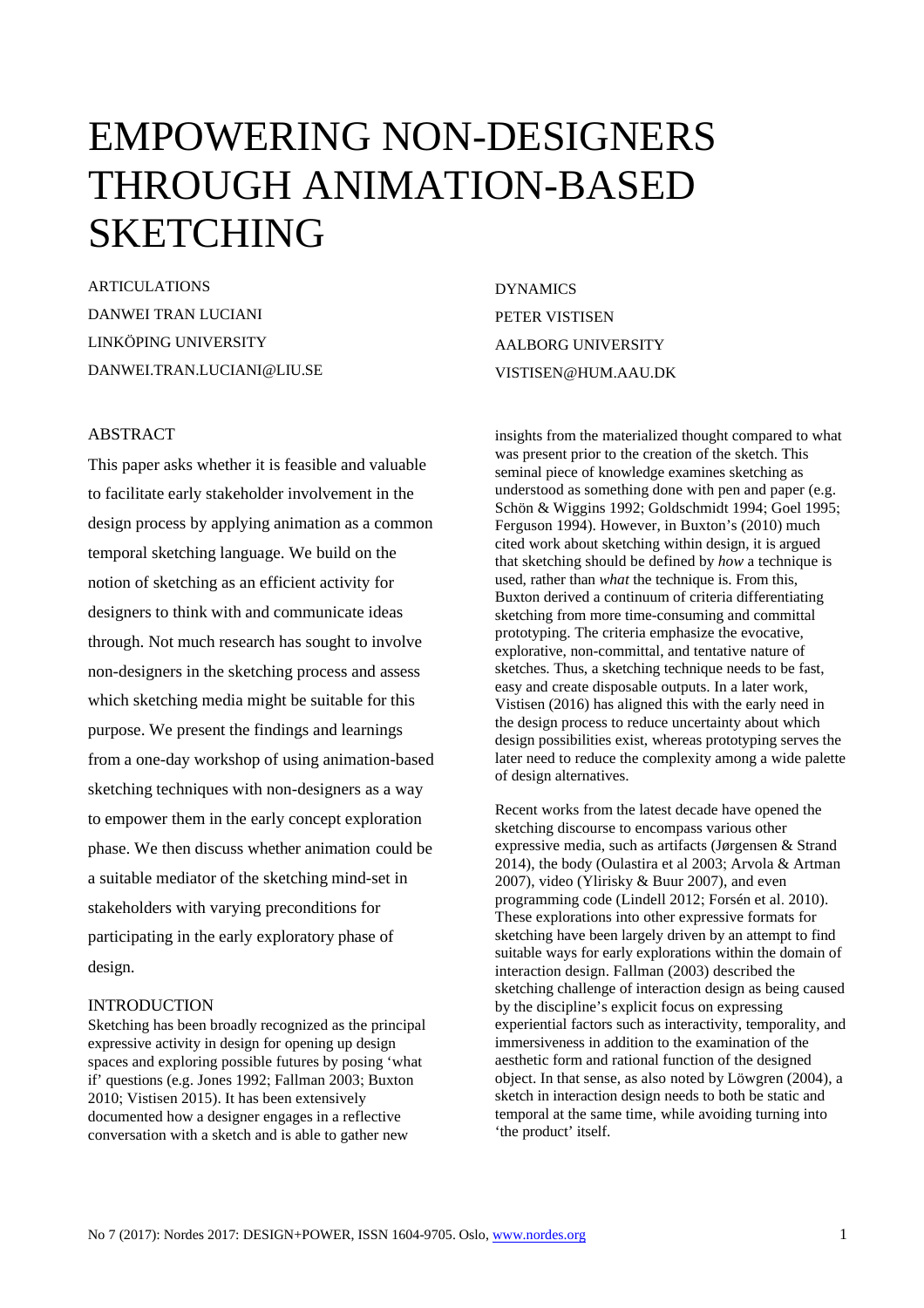# EMPOWERING NON-DESIGNERS THROUGH ANIMATION-BASED SKETCHING

ARTICULATIONS
DANWEI TRAN LUCIANI
LINKÖPING UNIVERSITY
DANWEI.TRAN.LUCIANI@LIU.SE

DYNAMICS
PETER VISTISEN
AALBORG UNIVERSITY
VISTISEN@HUM.AAU.DK

## ABSTRACT

This paper asks whether it is feasible and valuable to facilitate early stakeholder involvement in the design process by applying animation as a common temporal sketching language. We build on the notion of sketching as an efficient activity for designers to think with and communicate ideas through. Not much research has sought to involve non-designers in the sketching process and assess which sketching media might be suitable for this purpose. We present the findings and learnings from a one-day workshop of using animation-based sketching techniques with non-designers as a way to empower them in the early concept exploration phase. We then discuss whether animation could be a suitable mediator of the sketching mind-set in stakeholders with varying preconditions for participating in the early exploratory phase of design.

## INTRODUCTION

Sketching has been broadly recognized as the principal expressive activity in design for opening up design spaces and exploring possible futures by posing 'what if' questions (e.g. Jones 1992; Fallman 2003; Buxton 2010; Vistisen 2015). It has been extensively documented how a designer engages in a reflective conversation with a sketch and is able to gather new insights from the materialized thought compared to what was present prior to the creation of the sketch. This seminal piece of knowledge examines sketching as understood as something done with pen and paper (e.g. Schön & Wiggins 1992; Goldschmidt 1994; Goel 1995; Ferguson 1994). However, in Buxton's (2010) much cited work about sketching within design, it is argued that sketching should be defined by *how* a technique is used, rather than *what* the technique is. From this, Buxton derived a continuum of criteria differentiating sketching from more time-consuming and committal prototyping. The criteria emphasize the evocative, explorative, non-committal, and tentative nature of sketches. Thus, a sketching technique needs to be fast, easy and create disposable outputs. In a later work, Vistisen (2016) has aligned this with the early need in the design process to reduce uncertainty about which design possibilities exist, whereas prototyping serves the later need to reduce the complexity among a wide palette of design alternatives.

Recent works from the latest decade have opened the sketching discourse to encompass various other expressive media, such as artifacts (Jørgensen & Strand 2014), the body (Oulastira et al 2003; Arvola & Artman 2007), video (Ylirisky & Buur 2007), and even programming code (Lindell 2012; Forsén et al. 2010). These explorations into other expressive formats for sketching have been largely driven by an attempt to find suitable ways for early explorations within the domain of interaction design. Fallman (2003) described the sketching challenge of interaction design as being caused by the discipline's explicit focus on expressing experiential factors such as interactivity, temporality, and immersiveness in addition to the examination of the aesthetic form and rational function of the designed object. In that sense, as also noted by Löwgren (2004), a sketch in interaction design needs to both be static and temporal at the same time, while avoiding turning into 'the product' itself.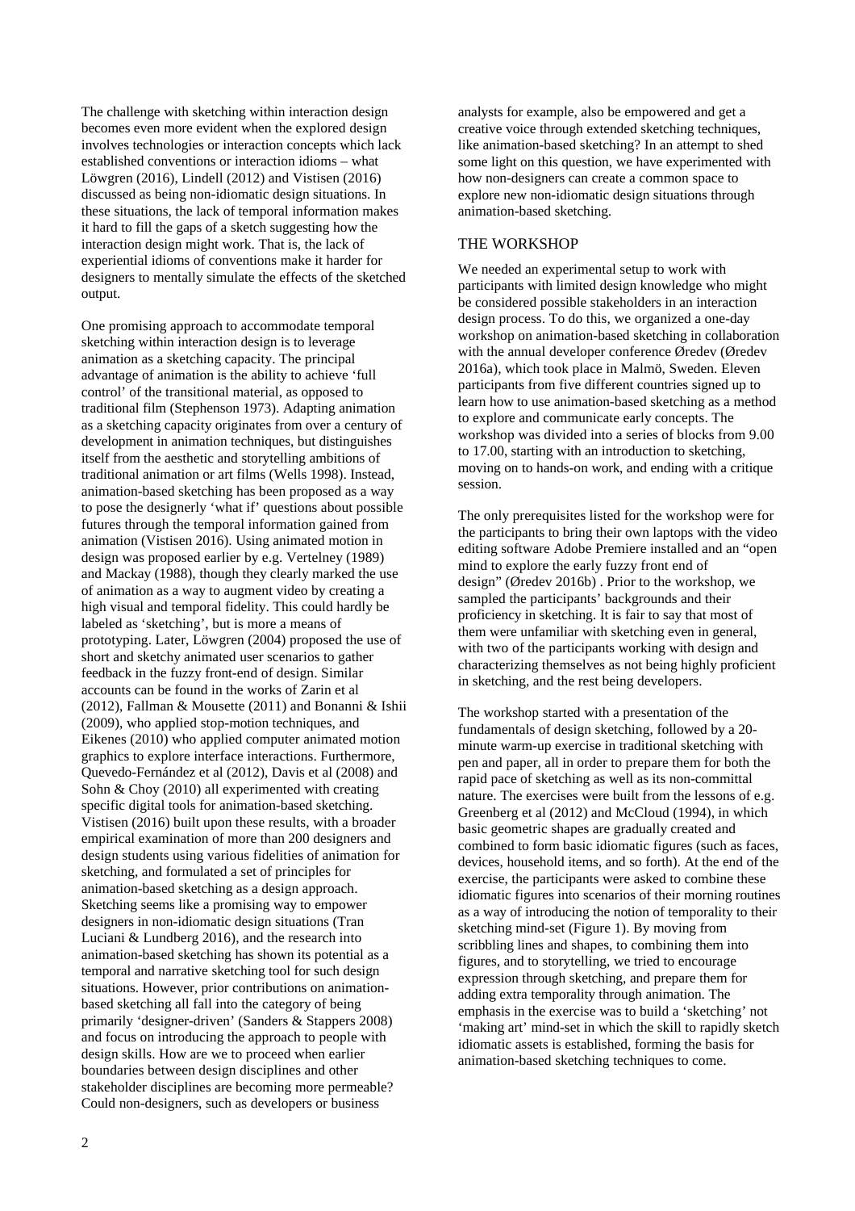The challenge with sketching within interaction design becomes even more evident when the explored design involves technologies or interaction concepts which lack established conventions or interaction idioms – what Löwgren (2016), Lindell (2012) and Vistisen (2016) discussed as being non-idiomatic design situations. In these situations, the lack of temporal information makes it hard to fill the gaps of a sketch suggesting how the interaction design might work. That is, the lack of experiential idioms of conventions make it harder for designers to mentally simulate the effects of the sketched output.

One promising approach to accommodate temporal sketching within interaction design is to leverage animation as a sketching capacity. The principal advantage of animation is the ability to achieve 'full control' of the transitional material, as opposed to traditional film (Stephenson 1973). Adapting animation as a sketching capacity originates from over a century of development in animation techniques, but distinguishes itself from the aesthetic and storytelling ambitions of traditional animation or art films (Wells 1998). Instead, animation-based sketching has been proposed as a way to pose the designerly 'what if' questions about possible futures through the temporal information gained from animation (Vistisen 2016). Using animated motion in design was proposed earlier by e.g. Vertelney (1989) and Mackay (1988), though they clearly marked the use of animation as a way to augment video by creating a high visual and temporal fidelity. This could hardly be labeled as 'sketching', but is more a means of prototyping. Later, Löwgren (2004) proposed the use of short and sketchy animated user scenarios to gather feedback in the fuzzy front-end of design. Similar accounts can be found in the works of Zarin et al (2012), Fallman & Mousette (2011) and Bonanni & Ishii (2009), who applied stop-motion techniques, and Eikenes (2010) who applied computer animated motion graphics to explore interface interactions. Furthermore, Quevedo-Fernández et al (2012), Davis et al (2008) and Sohn & Choy (2010) all experimented with creating specific digital tools for animation-based sketching. Vistisen (2016) built upon these results, with a broader empirical examination of more than 200 designers and design students using various fidelities of animation for sketching, and formulated a set of principles for animation-based sketching as a design approach. Sketching seems like a promising way to empower designers in non-idiomatic design situations (Tran Luciani & Lundberg 2016), and the research into animation-based sketching has shown its potential as a temporal and narrative sketching tool for such design situations. However, prior contributions on animation-based sketching all fall into the category of being primarily 'designer-driven' (Sanders & Stappers 2008) and focus on introducing the approach to people with design skills. How are we to proceed when earlier boundaries between design disciplines and other stakeholder disciplines are becoming more permeable? Could non-designers, such as developers or business analysts for example, also be empowered and get a creative voice through extended sketching techniques, like animation-based sketching? In an attempt to shed some light on this question, we have experimented with how non-designers can create a common space to explore new non-idiomatic design situations through animation-based sketching.

## THE WORKSHOP

We needed an experimental setup to work with participants with limited design knowledge who might be considered possible stakeholders in an interaction design process. To do this, we organized a one-day workshop on animation-based sketching in collaboration with the annual developer conference Øredev (Øredev 2016a), which took place in Malmö, Sweden. Eleven participants from five different countries signed up to learn how to use animation-based sketching as a method to explore and communicate early concepts. The workshop was divided into a series of blocks from 9.00 to 17.00, starting with an introduction to sketching, moving on to hands-on work, and ending with a critique session.

The only prerequisites listed for the workshop were for the participants to bring their own laptops with the video editing software Adobe Premiere installed and an "open mind to explore the early fuzzy front end of design" (Øredev 2016b) . Prior to the workshop, we sampled the participants' backgrounds and their proficiency in sketching. It is fair to say that most of them were unfamiliar with sketching even in general, with two of the participants working with design and characterizing themselves as not being highly proficient in sketching, and the rest being developers.

The workshop started with a presentation of the fundamentals of design sketching, followed by a 20-minute warm-up exercise in traditional sketching with pen and paper, all in order to prepare them for both the rapid pace of sketching as well as its non-committal nature. The exercises were built from the lessons of e.g. Greenberg et al (2012) and McCloud (1994), in which basic geometric shapes are gradually created and combined to form basic idiomatic figures (such as faces, devices, household items, and so forth). At the end of the exercise, the participants were asked to combine these idiomatic figures into scenarios of their morning routines as a way of introducing the notion of temporality to their sketching mind-set (Figure 1). By moving from scribbling lines and shapes, to combining them into figures, and to storytelling, we tried to encourage expression through sketching, and prepare them for adding extra temporality through animation. The emphasis in the exercise was to build a 'sketching' not 'making art' mind-set in which the skill to rapidly sketch idiomatic assets is established, forming the basis for animation-based sketching techniques to come.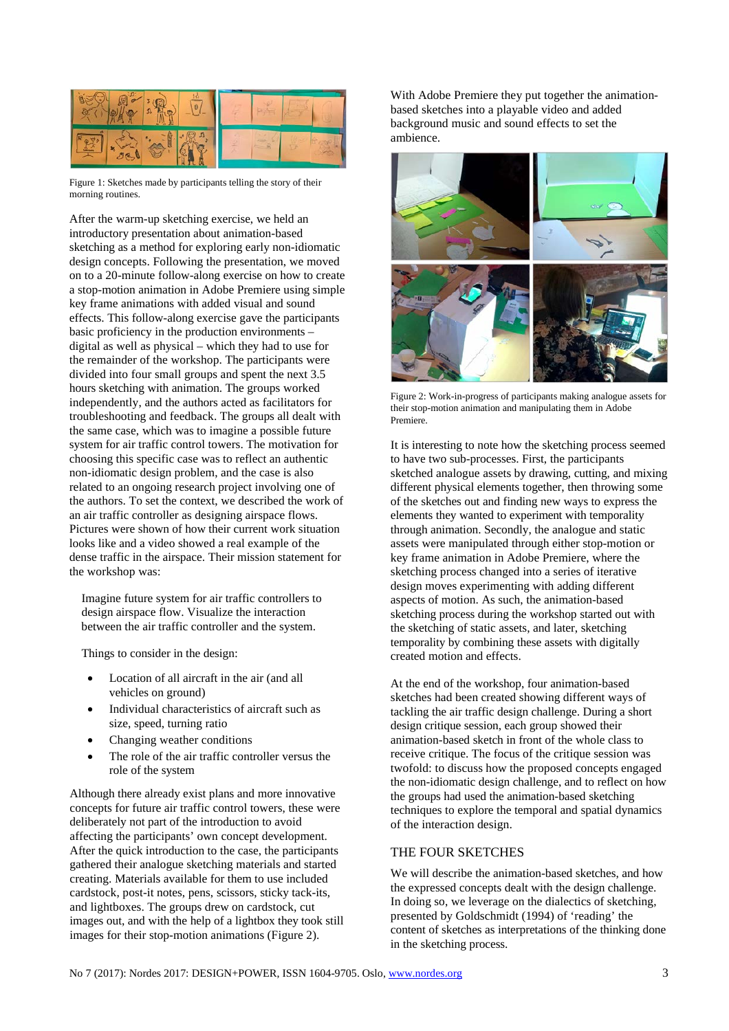Figure 1: Sketches made by participants telling the story of their morning routines.

After the warm-up sketching exercise, we held an introductory presentation about animation-based sketching as a method for exploring early non-idiomatic design concepts. Following the presentation, we moved on to a 20-minute follow-along exercise on how to create a stop-motion animation in Adobe Premiere using simple key frame animations with added visual and sound effects. This follow-along exercise gave the participants basic proficiency in the production environments – digital as well as physical – which they had to use for the remainder of the workshop. The participants were divided into four small groups and spent the next 3.5 hours sketching with animation. The groups worked independently, and the authors acted as facilitators for troubleshooting and feedback. The groups all dealt with the same case, which was to imagine a possible future system for air traffic control towers. The motivation for choosing this specific case was to reflect an authentic non-idiomatic design problem, and the case is also related to an ongoing research project involving one of the authors. To set the context, we described the work of an air traffic controller as designing airspace flows. Pictures were shown of how their current work situation looks like and a video showed a real example of the dense traffic in the airspace. Their mission statement for the workshop was:

> Imagine future system for air traffic controllers to design airspace flow. Visualize the interaction between the air traffic controller and the system.
>
> Things to consider in the design:
>
> - Location of all aircraft in the air (and all vehicles on ground)
> - Individual characteristics of aircraft such as size, speed, turning ratio
> - Changing weather conditions
> - The role of the air traffic controller versus the role of the system

Although there already exist plans and more innovative concepts for future air traffic control towers, these were deliberately not part of the introduction to avoid affecting the participants' own concept development. After the quick introduction to the case, the participants gathered their analogue sketching materials and started creating. Materials available for them to use included cardstock, post-it notes, pens, scissors, sticky tack-its, and lightboxes. The groups drew on cardstock, cut images out, and with the help of a lightbox they took still images for their stop-motion animations (Figure 2).

With Adobe Premiere they put together the animation-based sketches into a playable video and added background music and sound effects to set the ambience.

Figure 2: Work-in-progress of participants making analogue assets for their stop-motion animation and manipulating them in Adobe Premiere.

It is interesting to note how the sketching process seemed to have two sub-processes. First, the participants sketched analogue assets by drawing, cutting, and mixing different physical elements together, then throwing some of the sketches out and finding new ways to express the elements they wanted to experiment with temporality through animation. Secondly, the analogue and static assets were manipulated through either stop-motion or key frame animation in Adobe Premiere, where the sketching process changed into a series of iterative design moves experimenting with adding different aspects of motion. As such, the animation-based sketching process during the workshop started out with the sketching of static assets, and later, sketching temporality by combining these assets with digitally created motion and effects.

At the end of the workshop, four animation-based sketches had been created showing different ways of tackling the air traffic design challenge. During a short design critique session, each group showed their animation-based sketch in front of the whole class to receive critique. The focus of the critique session was twofold: to discuss how the proposed concepts engaged the non-idiomatic design challenge, and to reflect on how the groups had used the animation-based sketching techniques to explore the temporal and spatial dynamics of the interaction design.

## THE FOUR SKETCHES

We will describe the animation-based sketches, and how the expressed concepts dealt with the design challenge. In doing so, we leverage on the dialectics of sketching, presented by Goldschmidt (1994) of 'reading' the content of sketches as interpretations of the thinking done in the sketching process.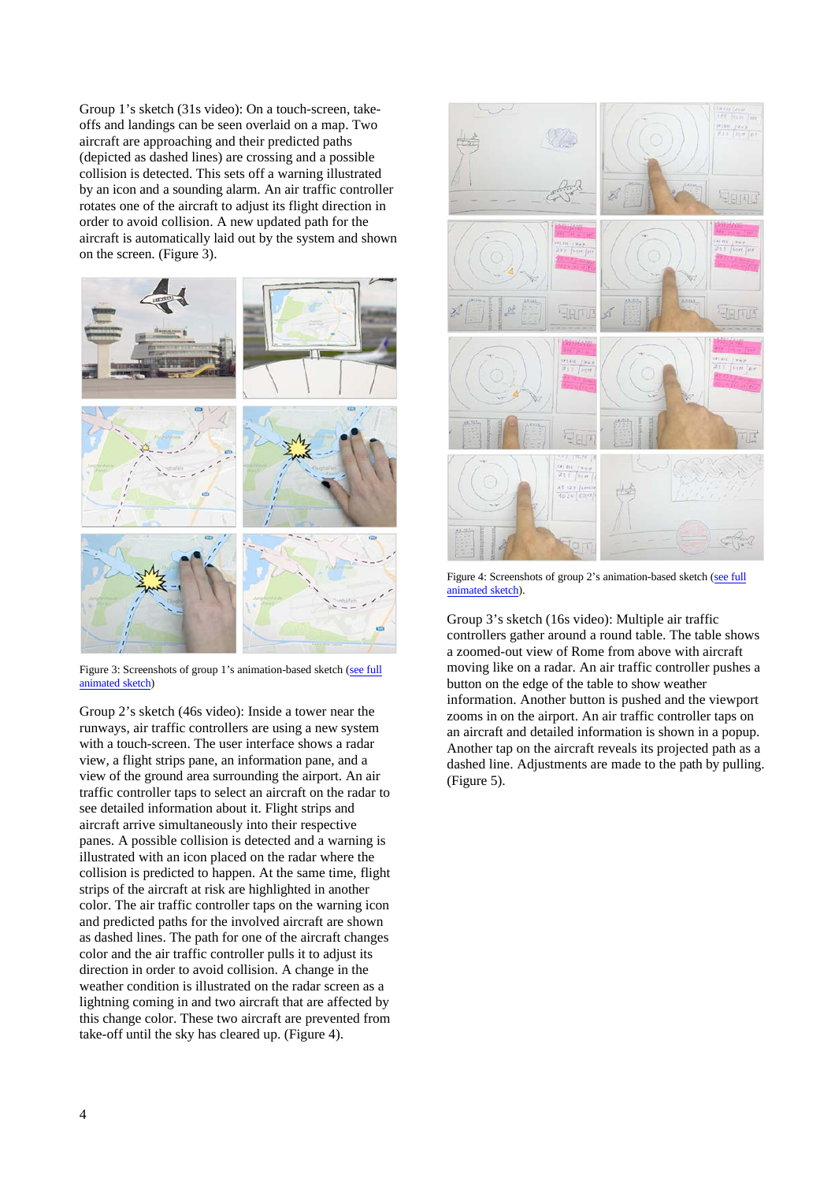Group 1's sketch (31s video): On a touch-screen, take-offs and landings can be seen overlaid on a map. Two aircraft are approaching and their predicted paths (depicted as dashed lines) are crossing and a possible collision is detected. This sets off a warning illustrated by an icon and a sounding alarm. An air traffic controller rotates one of the aircraft to adjust its flight direction in order to avoid collision. A new updated path for the aircraft is automatically laid out by the system and shown on the screen. (Figure 3).

Figure 3: Screenshots of group 1's animation-based sketch (see full animated sketch)

Group 2's sketch (46s video): Inside a tower near the runways, air traffic controllers are using a new system with a touch-screen. The user interface shows a radar view, a flight strips pane, an information pane, and a view of the ground area surrounding the airport. An air traffic controller taps to select an aircraft on the radar to see detailed information about it. Flight strips and aircraft arrive simultaneously into their respective panes. A possible collision is detected and a warning is illustrated with an icon placed on the radar where the collision is predicted to happen. At the same time, flight strips of the aircraft at risk are highlighted in another color. The air traffic controller taps on the warning icon and predicted paths for the involved aircraft are shown as dashed lines. The path for one of the aircraft changes color and the air traffic controller pulls it to adjust its direction in order to avoid collision. A change in the weather condition is illustrated on the radar screen as a lightning coming in and two aircraft that are affected by this change color. These two aircraft are prevented from take-off until the sky has cleared up. (Figure 4).

Figure 4: Screenshots of group 2's animation-based sketch (see full animated sketch).

Group 3's sketch (16s video): Multiple air traffic controllers gather around a round table. The table shows a zoomed-out view of Rome from above with aircraft moving like on a radar. An air traffic controller pushes a button on the edge of the table to show weather information. Another button is pushed and the viewport zooms in on the airport. An air traffic controller taps on an aircraft and detailed information is shown in a popup. Another tap on the aircraft reveals its projected path as a dashed line. Adjustments are made to the path by pulling. (Figure 5).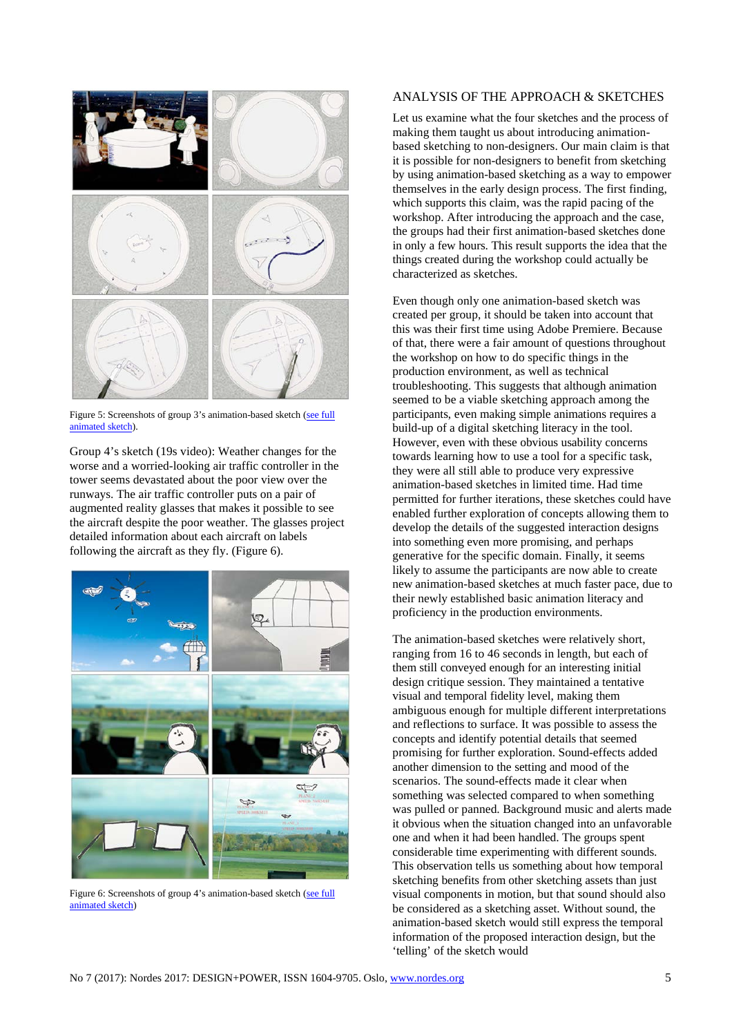Figure 5: Screenshots of group 3's animation-based sketch (see full animated sketch).

Group 4's sketch (19s video): Weather changes for the worse and a worried-looking air traffic controller in the tower seems devastated about the poor view over the runways. The air traffic controller puts on a pair of augmented reality glasses that makes it possible to see the aircraft despite the poor weather. The glasses project detailed information about each aircraft on labels following the aircraft as they fly. (Figure 6).

Figure 6: Screenshots of group 4's animation-based sketch (see full animated sketch)

## ANALYSIS OF THE APPROACH & SKETCHES

Let us examine what the four sketches and the process of making them taught us about introducing animation-based sketching to non-designers. Our main claim is that it is possible for non-designers to benefit from sketching by using animation-based sketching as a way to empower themselves in the early design process. The first finding, which supports this claim, was the rapid pacing of the workshop. After introducing the approach and the case, the groups had their first animation-based sketches done in only a few hours. This result supports the idea that the things created during the workshop could actually be characterized as sketches.

Even though only one animation-based sketch was created per group, it should be taken into account that this was their first time using Adobe Premiere. Because of that, there were a fair amount of questions throughout the workshop on how to do specific things in the production environment, as well as technical troubleshooting. This suggests that although animation seemed to be a viable sketching approach among the participants, even making simple animations requires a build-up of a digital sketching literacy in the tool. However, even with these obvious usability concerns towards learning how to use a tool for a specific task, they were all still able to produce very expressive animation-based sketches in limited time. Had time permitted for further iterations, these sketches could have enabled further exploration of concepts allowing them to develop the details of the suggested interaction designs into something even more promising, and perhaps generative for the specific domain. Finally, it seems likely to assume the participants are now able to create new animation-based sketches at much faster pace, due to their newly established basic animation literacy and proficiency in the production environments.

The animation-based sketches were relatively short, ranging from 16 to 46 seconds in length, but each of them still conveyed enough for an interesting initial design critique session. They maintained a tentative visual and temporal fidelity level, making them ambiguous enough for multiple different interpretations and reflections to surface. It was possible to assess the concepts and identify potential details that seemed promising for further exploration. Sound-effects added another dimension to the setting and mood of the scenarios. The sound-effects made it clear when something was selected compared to when something was pulled or panned. Background music and alerts made it obvious when the situation changed into an unfavorable one and when it had been handled. The groups spent considerable time experimenting with different sounds. This observation tells us something about how temporal sketching benefits from other sketching assets than just visual components in motion, but that sound should also be considered as a sketching asset. Without sound, the animation-based sketch would still express the temporal information of the proposed interaction design, but the 'telling' of the sketch would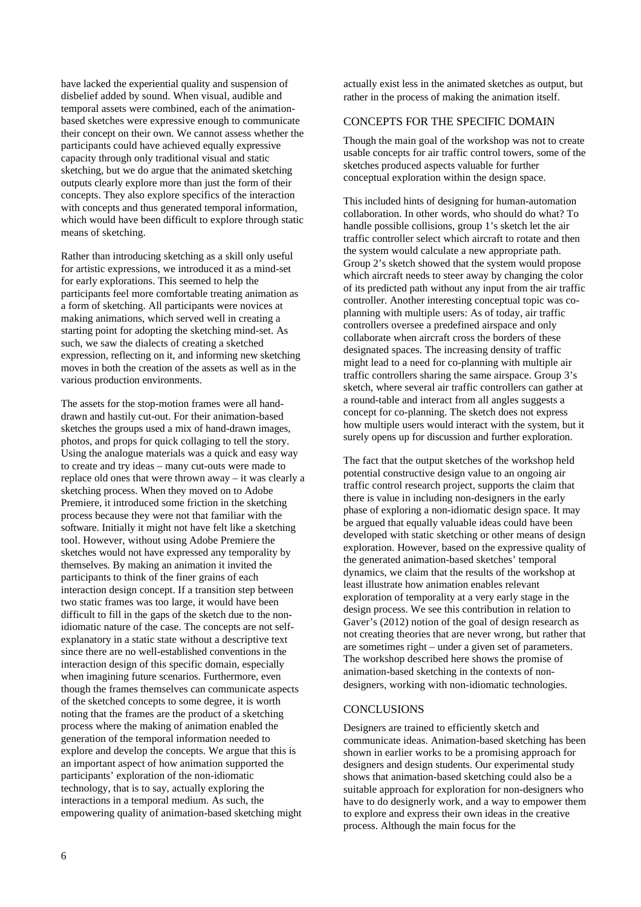have lacked the experiential quality and suspension of disbelief added by sound. When visual, audible and temporal assets were combined, each of the animation-based sketches were expressive enough to communicate their concept on their own. We cannot assess whether the participants could have achieved equally expressive capacity through only traditional visual and static sketching, but we do argue that the animated sketching outputs clearly explore more than just the form of their concepts. They also explore specifics of the interaction with concepts and thus generated temporal information, which would have been difficult to explore through static means of sketching.

Rather than introducing sketching as a skill only useful for artistic expressions, we introduced it as a mind-set for early explorations. This seemed to help the participants feel more comfortable treating animation as a form of sketching. All participants were novices at making animations, which served well in creating a starting point for adopting the sketching mind-set. As such, we saw the dialects of creating a sketched expression, reflecting on it, and informing new sketching moves in both the creation of the assets as well as in the various production environments.

The assets for the stop-motion frames were all hand-drawn and hastily cut-out. For their animation-based sketches the groups used a mix of hand-drawn images, photos, and props for quick collaging to tell the story. Using the analogue materials was a quick and easy way to create and try ideas – many cut-outs were made to replace old ones that were thrown away – it was clearly a sketching process. When they moved on to Adobe Premiere, it introduced some friction in the sketching process because they were not that familiar with the software. Initially it might not have felt like a sketching tool. However, without using Adobe Premiere the sketches would not have expressed any temporality by themselves. By making an animation it invited the participants to think of the finer grains of each interaction design concept. If a transition step between two static frames was too large, it would have been difficult to fill in the gaps of the sketch due to the non-idiomatic nature of the case. The concepts are not self-explanatory in a static state without a descriptive text since there are no well-established conventions in the interaction design of this specific domain, especially when imagining future scenarios. Furthermore, even though the frames themselves can communicate aspects of the sketched concepts to some degree, it is worth noting that the frames are the product of a sketching process where the making of animation enabled the generation of the temporal information needed to explore and develop the concepts. We argue that this is an important aspect of how animation supported the participants' exploration of the non-idiomatic technology, that is to say, actually exploring the interactions in a temporal medium. As such, the empowering quality of animation-based sketching might actually exist less in the animated sketches as output, but rather in the process of making the animation itself.

## CONCEPTS FOR THE SPECIFIC DOMAIN

Though the main goal of the workshop was not to create usable concepts for air traffic control towers, some of the sketches produced aspects valuable for further conceptual exploration within the design space.

This included hints of designing for human-automation collaboration. In other words, who should do what? To handle possible collisions, group 1's sketch let the air traffic controller select which aircraft to rotate and then the system would calculate a new appropriate path. Group 2's sketch showed that the system would propose which aircraft needs to steer away by changing the color of its predicted path without any input from the air traffic controller. Another interesting conceptual topic was co-planning with multiple users: As of today, air traffic controllers oversee a predefined airspace and only collaborate when aircraft cross the borders of these designated spaces. The increasing density of traffic might lead to a need for co-planning with multiple air traffic controllers sharing the same airspace. Group 3's sketch, where several air traffic controllers can gather at a round-table and interact from all angles suggests a concept for co-planning. The sketch does not express how multiple users would interact with the system, but it surely opens up for discussion and further exploration.

The fact that the output sketches of the workshop held potential constructive design value to an ongoing air traffic control research project, supports the claim that there is value in including non-designers in the early phase of exploring a non-idiomatic design space. It may be argued that equally valuable ideas could have been developed with static sketching or other means of design exploration. However, based on the expressive quality of the generated animation-based sketches' temporal dynamics, we claim that the results of the workshop at least illustrate how animation enables relevant exploration of temporality at a very early stage in the design process. We see this contribution in relation to Gaver's (2012) notion of the goal of design research as not creating theories that are never wrong, but rather that are sometimes right – under a given set of parameters. The workshop described here shows the promise of animation-based sketching in the contexts of non-designers, working with non-idiomatic technologies.

## CONCLUSIONS

Designers are trained to efficiently sketch and communicate ideas. Animation-based sketching has been shown in earlier works to be a promising approach for designers and design students. Our experimental study shows that animation-based sketching could also be a suitable approach for exploration for non-designers who have to do designerly work, and a way to empower them to explore and express their own ideas in the creative process. Although the main focus for the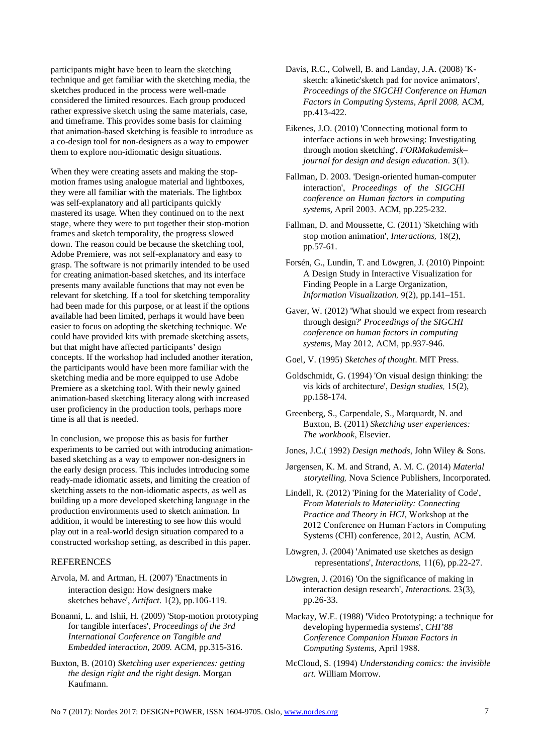participants might have been to learn the sketching technique and get familiar with the sketching media, the sketches produced in the process were well-made considered the limited resources. Each group produced rather expressive sketch using the same materials, case, and timeframe. This provides some basis for claiming that animation-based sketching is feasible to introduce as a co-design tool for non-designers as a way to empower them to explore non-idiomatic design situations.

When they were creating assets and making the stop-motion frames using analogue material and lightboxes, they were all familiar with the materials. The lightbox was self-explanatory and all participants quickly mastered its usage. When they continued on to the next stage, where they were to put together their stop-motion frames and sketch temporality, the progress slowed down. The reason could be because the sketching tool, Adobe Premiere, was not self-explanatory and easy to grasp. The software is not primarily intended to be used for creating animation-based sketches, and its interface presents many available functions that may not even be relevant for sketching. If a tool for sketching temporality had been made for this purpose, or at least if the options available had been limited, perhaps it would have been easier to focus on adopting the sketching technique. We could have provided kits with premade sketching assets, but that might have affected participants' design concepts. If the workshop had included another iteration, the participants would have been more familiar with the sketching media and be more equipped to use Adobe Premiere as a sketching tool. With their newly gained animation-based sketching literacy along with increased user proficiency in the production tools, perhaps more time is all that is needed.

In conclusion, we propose this as basis for further experiments to be carried out with introducing animation-based sketching as a way to empower non-designers in the early design process. This includes introducing some ready-made idiomatic assets, and limiting the creation of sketching assets to the non-idiomatic aspects, as well as building up a more developed sketching language in the production environments used to sketch animation. In addition, it would be interesting to see how this would play out in a real-world design situation compared to a constructed workshop setting, as described in this paper.

## REFERENCES

Arvola, M. and Artman, H. (2007) 'Enactments in interaction design: How designers make sketches behave', *Artifact*. 1(2), pp.106-119.

Bonanni, L. and Ishii, H. (2009) 'Stop-motion prototyping for tangible interfaces', *Proceedings of the 3rd International Conference on Tangible and Embedded interaction, 2009.* ACM, pp.315-316.

Buxton, B. (2010) *Sketching user experiences: getting the design right and the right design*. Morgan Kaufmann.

Davis, R.C., Colwell, B. and Landay, J.A. (2008) 'K-sketch: a'kinetic'sketch pad for novice animators', *Proceedings of the SIGCHI Conference on Human Factors in Computing Systems, April 2008,* ACM, pp.413-422.

Eikenes, J.O. (2010) 'Connecting motional form to interface actions in web browsing: Investigating through motion sketching', *FORMakademisk–journal for design and design education*. 3(1).

Fallman, D. 2003. 'Design-oriented human-computer interaction', *Proceedings of the SIGCHI conference on Human factors in computing systems,* April 2003. ACM, pp.225-232.

Fallman, D. and Moussette, C. (2011) 'Sketching with stop motion animation', *Interactions,* 18(2), pp.57-61.

Forsén, G., Lundin, T. and Löwgren, J. (2010) Pinpoint: A Design Study in Interactive Visualization for Finding People in a Large Organization, *Information Visualization,* 9(2), pp.141–151.

Gaver, W. (2012) 'What should we expect from research through design?' *Proceedings of the SIGCHI conference on human factors in computing systems,* May 2012*,* ACM, pp.937-946.

Goel, V. (1995) *Sketches of thought*. MIT Press.

Goldschmidt, G. (1994) 'On visual design thinking: the vis kids of architecture', *Design studies,* 15(2), pp.158-174.

Greenberg, S., Carpendale, S., Marquardt, N. and Buxton, B. (2011) *Sketching user experiences: The workbook*, Elsevier.

Jones, J.C.( 1992) *Design methods*, John Wiley & Sons.

Jørgensen, K. M. and Strand, A. M. C. (2014) *Material storytelling,* Nova Science Publishers, Incorporated.

Lindell, R. (2012) 'Pining for the Materiality of Code', *From Materials to Materiality: Connecting Practice and Theory in HCI,* Workshop at the 2012 Conference on Human Factors in Computing Systems (CHI) conference, 2012, Austin*,* ACM.

Löwgren, J. (2004) 'Animated use sketches as design representations', *Interactions,* 11(6), pp.22-27.

Löwgren, J. (2016) 'On the significance of making in interaction design research', *Interactions.* 23(3), pp.26-33.

Mackay, W.E. (1988) 'Video Prototyping: a technique for developing hypermedia systems', *CHI'88 Conference Companion Human Factors in Computing Systems,* April 1988.

McCloud, S. (1994) *Understanding comics: the invisible art.* William Morrow.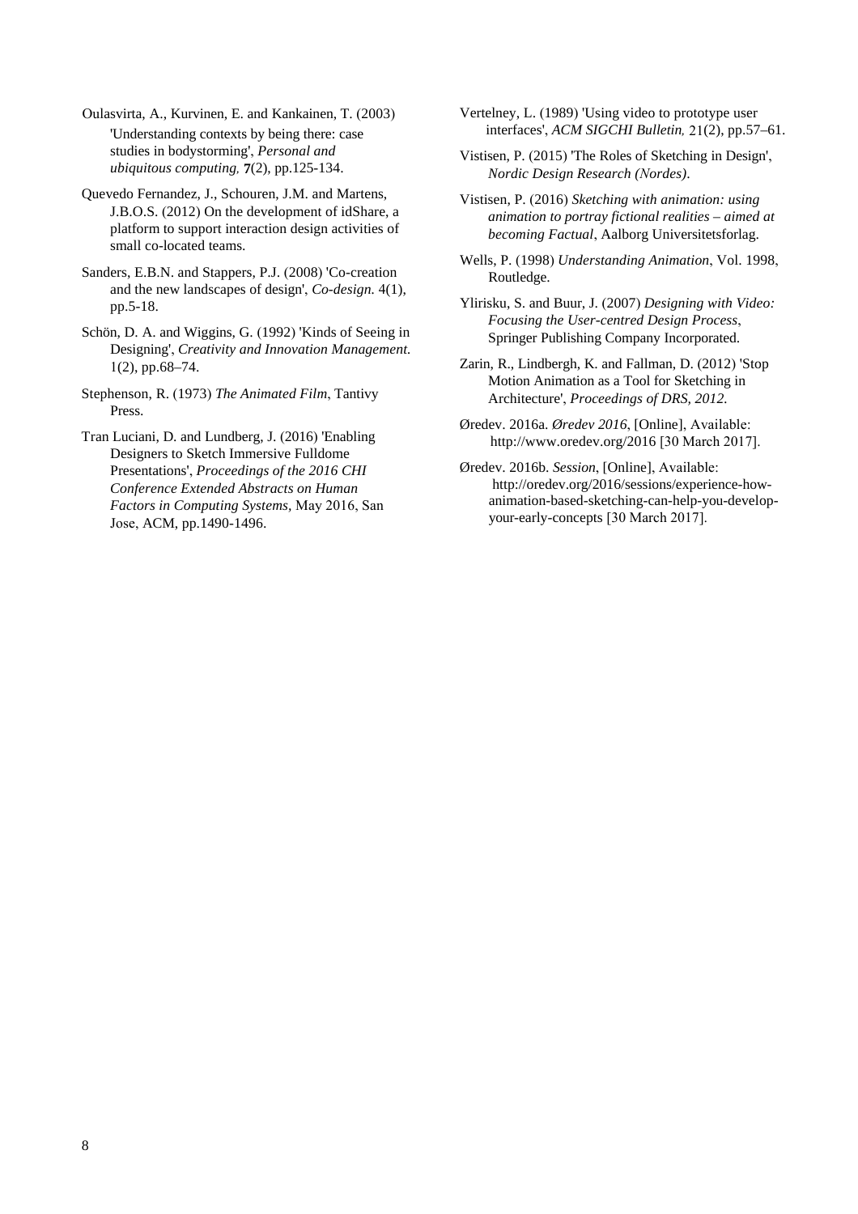Oulasvirta, A., Kurvinen, E. and Kankainen, T. (2003) 'Understanding contexts by being there: case studies in bodystorming', *Personal and ubiquitous computing,* **7**(2), pp.125-134.

Quevedo Fernandez, J., Schouren, J.M. and Martens, J.B.O.S. (2012) On the development of idShare, a platform to support interaction design activities of small co-located teams.

Sanders, E.B.N. and Stappers, P.J. (2008) 'Co-creation and the new landscapes of design', *Co-design.* 4(1), pp.5-18.

Schön, D. A. and Wiggins, G. (1992) 'Kinds of Seeing in Designing', *Creativity and Innovation Management.* 1(2), pp.68–74.

Stephenson, R. (1973) *The Animated Film*, Tantivy Press.

Tran Luciani, D. and Lundberg, J. (2016) 'Enabling Designers to Sketch Immersive Fulldome Presentations', *Proceedings of the 2016 CHI Conference Extended Abstracts on Human Factors in Computing Systems,* May 2016, San Jose, ACM, pp.1490-1496.

Vertelney, L. (1989) 'Using video to prototype user interfaces', *ACM SIGCHI Bulletin,* 21(2), pp.57–61.

Vistisen, P. (2015) 'The Roles of Sketching in Design', *Nordic Design Research (Nordes)*.

Vistisen, P. (2016) *Sketching with animation: using animation to portray fictional realities – aimed at becoming Factual*, Aalborg Universitetsforlag.

Wells, P. (1998) *Understanding Animation*, Vol. 1998, Routledge.

Ylirisku, S. and Buur, J. (2007) *Designing with Video: Focusing the User-centred Design Process*, Springer Publishing Company Incorporated.

Zarin, R., Lindbergh, K. and Fallman, D. (2012) 'Stop Motion Animation as a Tool for Sketching in Architecture', *Proceedings of DRS, 2012.*

Øredev. 2016a. *Øredev 2016*, [Online], Available: http://www.oredev.org/2016 [30 March 2017].

Øredev. 2016b. *Session*, [Online], Available: http://oredev.org/2016/sessions/experience-how-animation-based-sketching-can-help-you-develop-your-early-concepts [30 March 2017].